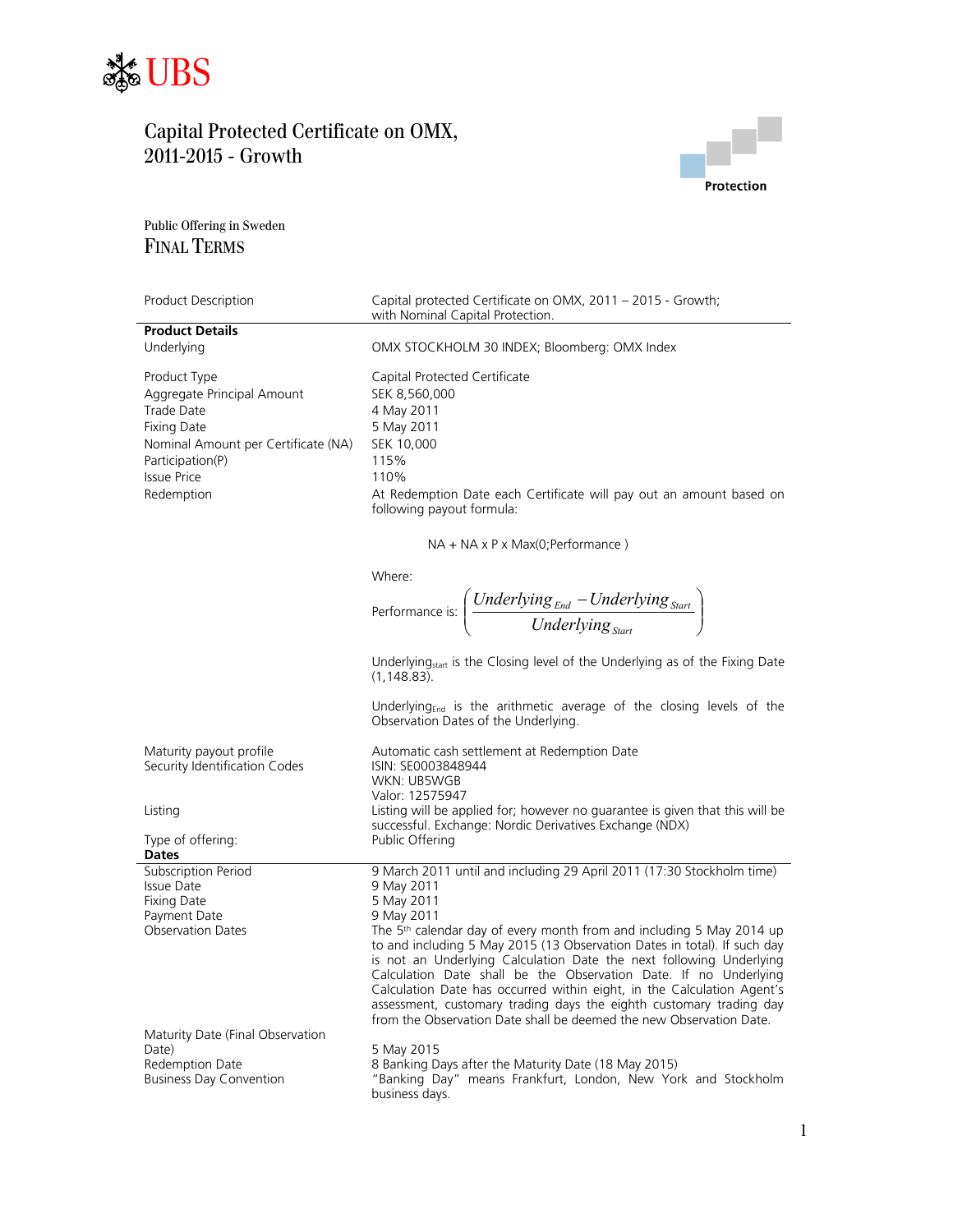UBS

# Capital Protected Certificate on OMX, 2011-2015 - Growth

Protection

Public Offering in Sweden

## FINAL TERMS

| | |
|---|---|
| Product Description | Capital protected Certificate on OMX, 2011 – 2015 - Growth; with Nominal Capital Protection. |
| **Product Details** | |
| Underlying | OMX STOCKHOLM 30 INDEX; Bloomberg: OMX Index |
| Product Type | Capital Protected Certificate |
| Aggregate Principal Amount | SEK 8,560,000 |
| Trade Date | 4 May 2011 |
| Fixing Date | 5 May 2011 |
| Nominal Amount per Certificate (NA) | SEK 10,000 |
| Participation(P) | 115% |
| Issue Price | 110% |
| Redemption | At Redemption Date each Certificate will pay out an amount based on following payout formula: |

$$NA + NA \times P \times Max(0;Performance)$$

Where:

$$\text{Performance is: } \left( \frac{Underlying_{End} - Underlying_{Start}}{Underlying_{Start}} \right)$$

$Underlying_{start}$ is the Closing level of the Underlying as of the Fixing Date (1,148.83).

$Underlying_{End}$ is the arithmetic average of the closing levels of the Observation Dates of the Underlying.

| | |
|---|---|
| Maturity payout profile | Automatic cash settlement at Redemption Date |
| Security Identification Codes | ISIN: SE0003848944<br>WKN: UB5WGB<br>Valor: 12575947 |
| Listing | Listing will be applied for; however no guarantee is given that this will be successful. Exchange: Nordic Derivatives Exchange (NDX) |
| Type of offering: | Public Offering |
| **Dates** | |
| Subscription Period | 9 March 2011 until and including 29 April 2011 (17:30 Stockholm time) |
| Issue Date | 9 May 2011 |
| Fixing Date | 5 May 2011 |
| Payment Date | 9 May 2011 |
| Observation Dates | The 5th calendar day of every month from and including 5 May 2014 up to and including 5 May 2015 (13 Observation Dates in total). If such day is not an Underlying Calculation Date the next following Underlying Calculation Date shall be the Observation Date. If no Underlying Calculation Date has occurred within eight, in the Calculation Agent's assessment, customary trading days the eighth customary trading day from the Observation Date shall be deemed the new Observation Date. |
| Maturity Date (Final Observation Date) | 5 May 2015 |
| Redemption Date | 8 Banking Days after the Maturity Date (18 May 2015) |
| Business Day Convention | "Banking Day" means Frankfurt, London, New York and Stockholm business days. |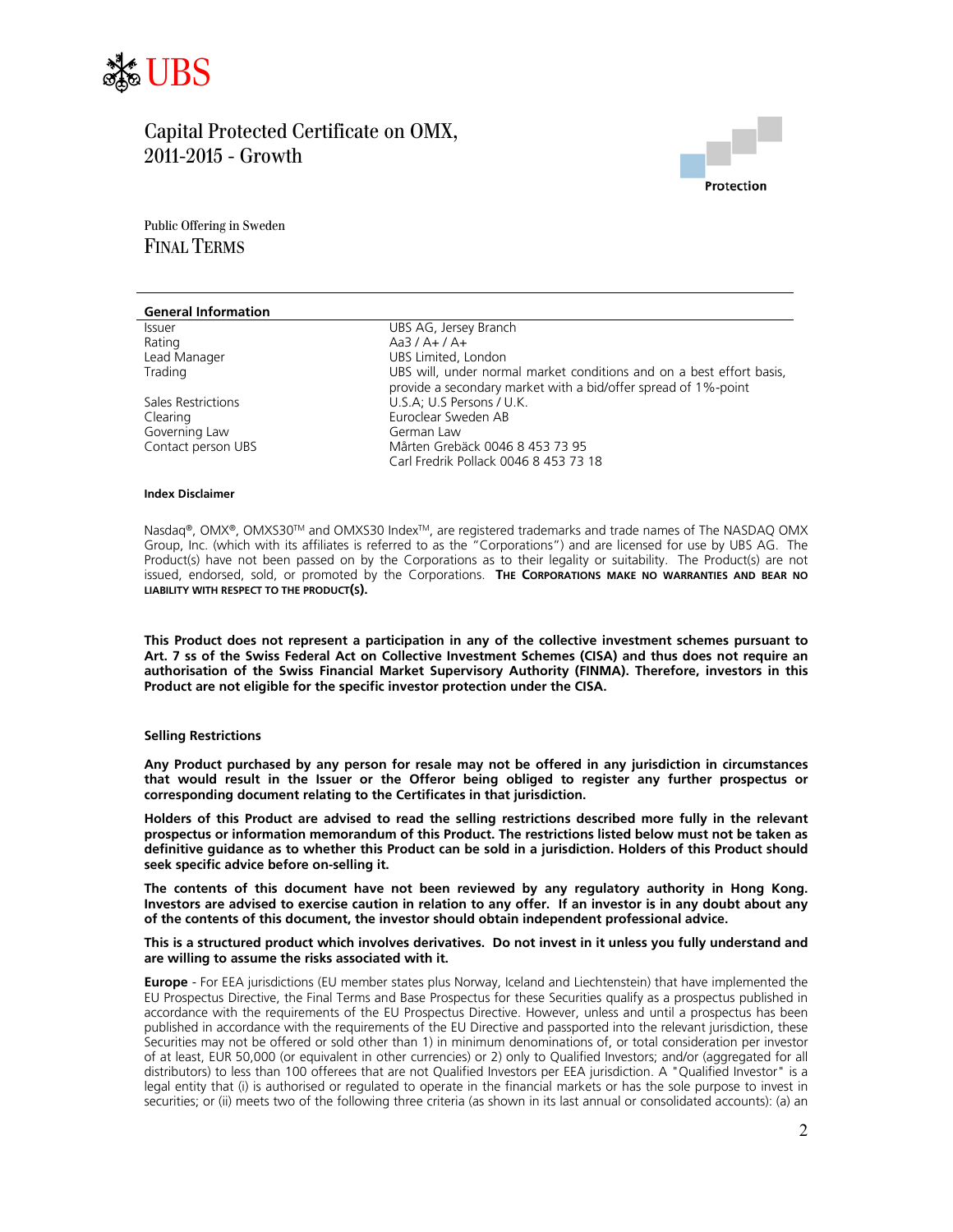UBS

# Capital Protected Certificate on OMX, 2011-2015 - Growth

Protection

Public Offering in Sweden

## FINAL TERMS

### General Information

| | |
|---|---|
| Issuer | UBS AG, Jersey Branch |
| Rating | Aa3 / A+ / A+ |
| Lead Manager | UBS Limited, London |
| Trading | UBS will, under normal market conditions and on a best effort basis, provide a secondary market with a bid/offer spread of 1%-point |
| Sales Restrictions | U.S.A; U.S Persons / U.K. |
| Clearing | Euroclear Sweden AB |
| Governing Law | German Law |
| Contact person UBS | Mårten Grebäck 0046 8 453 73 95<br>Carl Fredrik Pollack 0046 8 453 73 18 |

**Index Disclaimer**

Nasdaq®, OMX®, OMXS30™ and OMXS30 Index™, are registered trademarks and trade names of The NASDAQ OMX Group, Inc. (which with its affiliates is referred to as the "Corporations") and are licensed for use by UBS AG. The Product(s) have not been passed on by the Corporations as to their legality or suitability. The Product(s) are not issued, endorsed, sold, or promoted by the Corporations. **THE CORPORATIONS MAKE NO WARRANTIES AND BEAR NO LIABILITY WITH RESPECT TO THE PRODUCT(S).**

**This Product does not represent a participation in any of the collective investment schemes pursuant to Art. 7 ss of the Swiss Federal Act on Collective Investment Schemes (CISA) and thus does not require an authorisation of the Swiss Financial Market Supervisory Authority (FINMA). Therefore, investors in this Product are not eligible for the specific investor protection under the CISA.**

**Selling Restrictions**

**Any Product purchased by any person for resale may not be offered in any jurisdiction in circumstances that would result in the Issuer or the Offeror being obliged to register any further prospectus or corresponding document relating to the Certificates in that jurisdiction.**

**Holders of this Product are advised to read the selling restrictions described more fully in the relevant prospectus or information memorandum of this Product. The restrictions listed below must not be taken as definitive guidance as to whether this Product can be sold in a jurisdiction. Holders of this Product should seek specific advice before on-selling it.**

**The contents of this document have not been reviewed by any regulatory authority in Hong Kong. Investors are advised to exercise caution in relation to any offer. If an investor is in any doubt about any of the contents of this document, the investor should obtain independent professional advice.**

**This is a structured product which involves derivatives. Do not invest in it unless you fully understand and are willing to assume the risks associated with it.**

**Europe** - For EEA jurisdictions (EU member states plus Norway, Iceland and Liechtenstein) that have implemented the EU Prospectus Directive, the Final Terms and Base Prospectus for these Securities qualify as a prospectus published in accordance with the requirements of the EU Prospectus Directive. However, unless and until a prospectus has been published in accordance with the requirements of the EU Directive and passported into the relevant jurisdiction, these Securities may not be offered or sold other than 1) in minimum denominations of, or total consideration per investor of at least, EUR 50,000 (or equivalent in other currencies) or 2) only to Qualified Investors; and/or (aggregated for all distributors) to less than 100 offerees that are not Qualified Investors per EEA jurisdiction. A "Qualified Investor" is a legal entity that (i) is authorised or regulated to operate in the financial markets or has the sole purpose to invest in securities; or (ii) meets two of the following three criteria (as shown in its last annual or consolidated accounts): (a) an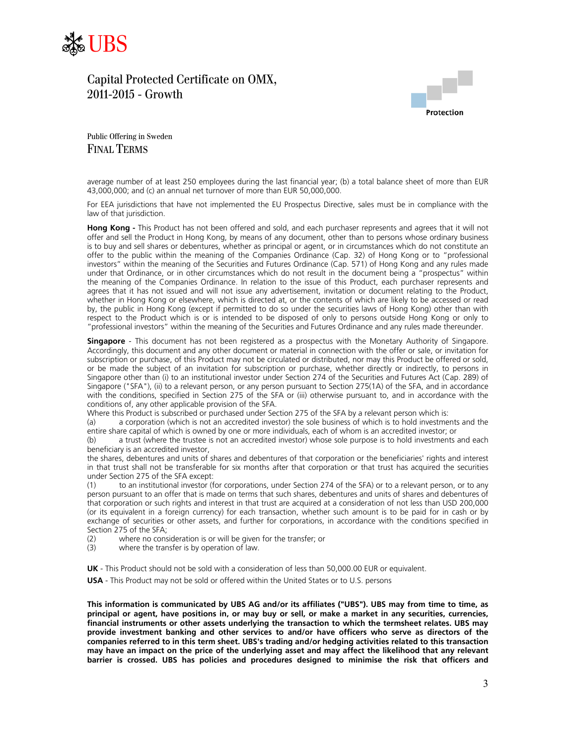average number of at least 250 employees during the last financial year; (b) a total balance sheet of more than EUR 43,000,000; and (c) an annual net turnover of more than EUR 50,000,000.

For EEA jurisdictions that have not implemented the EU Prospectus Directive, sales must be in compliance with the law of that jurisdiction.

**Hong Kong -** This Product has not been offered and sold, and each purchaser represents and agrees that it will not offer and sell the Product in Hong Kong, by means of any document, other than to persons whose ordinary business is to buy and sell shares or debentures, whether as principal or agent, or in circumstances which do not constitute an offer to the public within the meaning of the Companies Ordinance (Cap. 32) of Hong Kong or to "professional investors" within the meaning of the Securities and Futures Ordinance (Cap. 571) of Hong Kong and any rules made under that Ordinance, or in other circumstances which do not result in the document being a "prospectus" within the meaning of the Companies Ordinance. In relation to the issue of this Product, each purchaser represents and agrees that it has not issued and will not issue any advertisement, invitation or document relating to the Product, whether in Hong Kong or elsewhere, which is directed at, or the contents of which are likely to be accessed or read by, the public in Hong Kong (except if permitted to do so under the securities laws of Hong Kong) other than with respect to the Product which is or is intended to be disposed of only to persons outside Hong Kong or only to "professional investors" within the meaning of the Securities and Futures Ordinance and any rules made thereunder.

**Singapore** - This document has not been registered as a prospectus with the Monetary Authority of Singapore. Accordingly, this document and any other document or material in connection with the offer or sale, or invitation for subscription or purchase, of this Product may not be circulated or distributed, nor may this Product be offered or sold, or be made the subject of an invitation for subscription or purchase, whether directly or indirectly, to persons in Singapore other than (i) to an institutional investor under Section 274 of the Securities and Futures Act (Cap. 289) of Singapore ("SFA"), (ii) to a relevant person, or any person pursuant to Section 275(1A) of the SFA, and in accordance with the conditions, specified in Section 275 of the SFA or (iii) otherwise pursuant to, and in accordance with the conditions of, any other applicable provision of the SFA.

Where this Product is subscribed or purchased under Section 275 of the SFA by a relevant person which is:

(a) a corporation (which is not an accredited investor) the sole business of which is to hold investments and the entire share capital of which is owned by one or more individuals, each of whom is an accredited investor; or

(b) a trust (where the trustee is not an accredited investor) whose sole purpose is to hold investments and each beneficiary is an accredited investor,

the shares, debentures and units of shares and debentures of that corporation or the beneficiaries' rights and interest in that trust shall not be transferable for six months after that corporation or that trust has acquired the securities under Section 275 of the SFA except:

(1) to an institutional investor (for corporations, under Section 274 of the SFA) or to a relevant person, or to any person pursuant to an offer that is made on terms that such shares, debentures and units of shares and debentures of that corporation or such rights and interest in that trust are acquired at a consideration of not less than USD 200,000 (or its equivalent in a foreign currency) for each transaction, whether such amount is to be paid for in cash or by exchange of securities or other assets, and further for corporations, in accordance with the conditions specified in Section 275 of the SFA;

(2) where no consideration is or will be given for the transfer; or

(3) where the transfer is by operation of law.

**UK** - This Product should not be sold with a consideration of less than 50,000.00 EUR or equivalent.

**USA** - This Product may not be sold or offered within the United States or to U.S. persons

**This information is communicated by UBS AG and/or its affiliates ("UBS"). UBS may from time to time, as principal or agent, have positions in, or may buy or sell, or make a market in any securities, currencies, financial instruments or other assets underlying the transaction to which the termsheet relates. UBS may provide investment banking and other services to and/or have officers who serve as directors of the companies referred to in this term sheet. UBS's trading and/or hedging activities related to this transaction may have an impact on the price of the underlying asset and may affect the likelihood that any relevant barrier is crossed. UBS has policies and procedures designed to minimise the risk that officers and**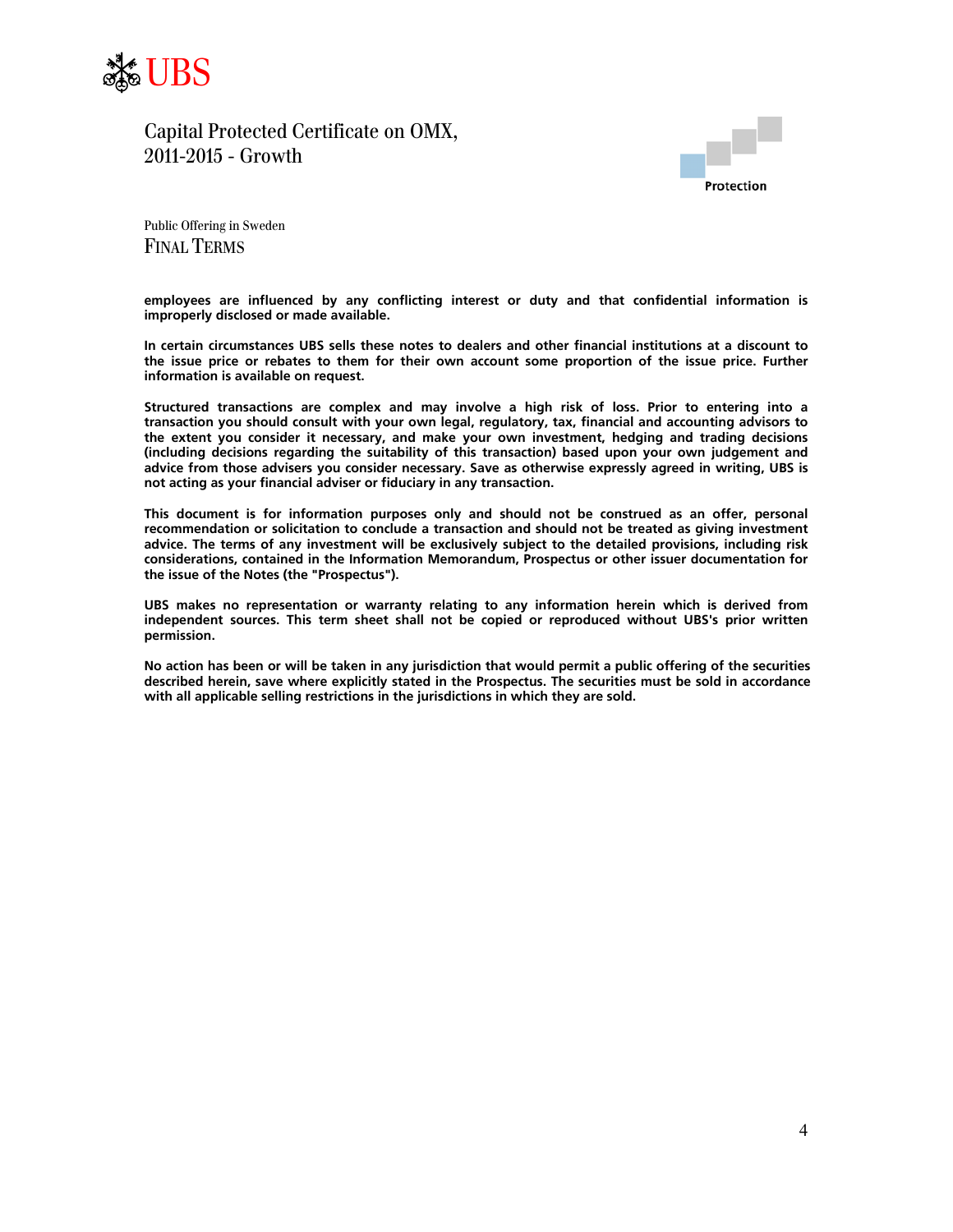**employees are influenced by any conflicting interest or duty and that confidential information is improperly disclosed or made available.**

**In certain circumstances UBS sells these notes to dealers and other financial institutions at a discount to the issue price or rebates to them for their own account some proportion of the issue price. Further information is available on request.**

**Structured transactions are complex and may involve a high risk of loss. Prior to entering into a transaction you should consult with your own legal, regulatory, tax, financial and accounting advisors to the extent you consider it necessary, and make your own investment, hedging and trading decisions (including decisions regarding the suitability of this transaction) based upon your own judgement and advice from those advisers you consider necessary. Save as otherwise expressly agreed in writing, UBS is not acting as your financial adviser or fiduciary in any transaction.**

**This document is for information purposes only and should not be construed as an offer, personal recommendation or solicitation to conclude a transaction and should not be treated as giving investment advice. The terms of any investment will be exclusively subject to the detailed provisions, including risk considerations, contained in the Information Memorandum, Prospectus or other issuer documentation for the issue of the Notes (the "Prospectus").**

**UBS makes no representation or warranty relating to any information herein which is derived from independent sources. This term sheet shall not be copied or reproduced without UBS's prior written permission.**

**No action has been or will be taken in any jurisdiction that would permit a public offering of the securities described herein, save where explicitly stated in the Prospectus. The securities must be sold in accordance with all applicable selling restrictions in the jurisdictions in which they are sold.**